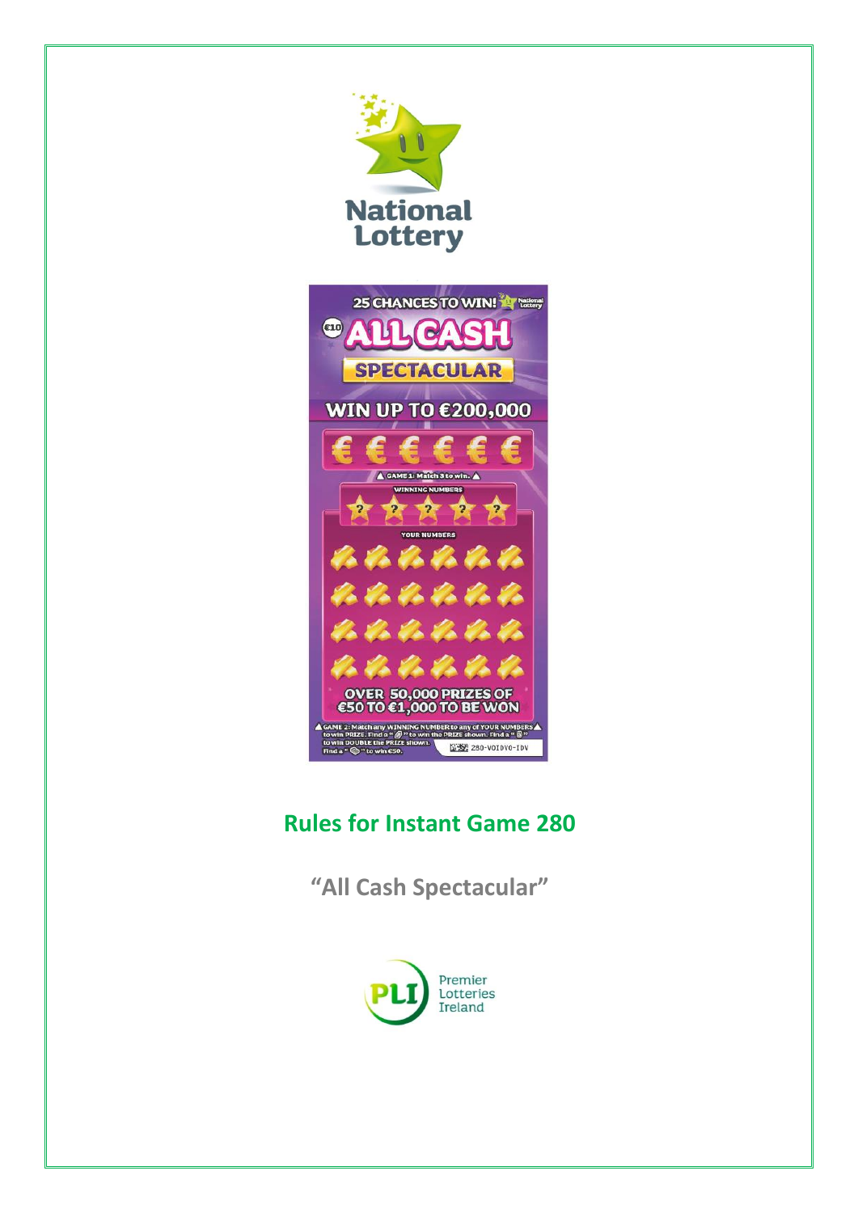# Rules for Instant Game 280

## "All Cash Spectacular"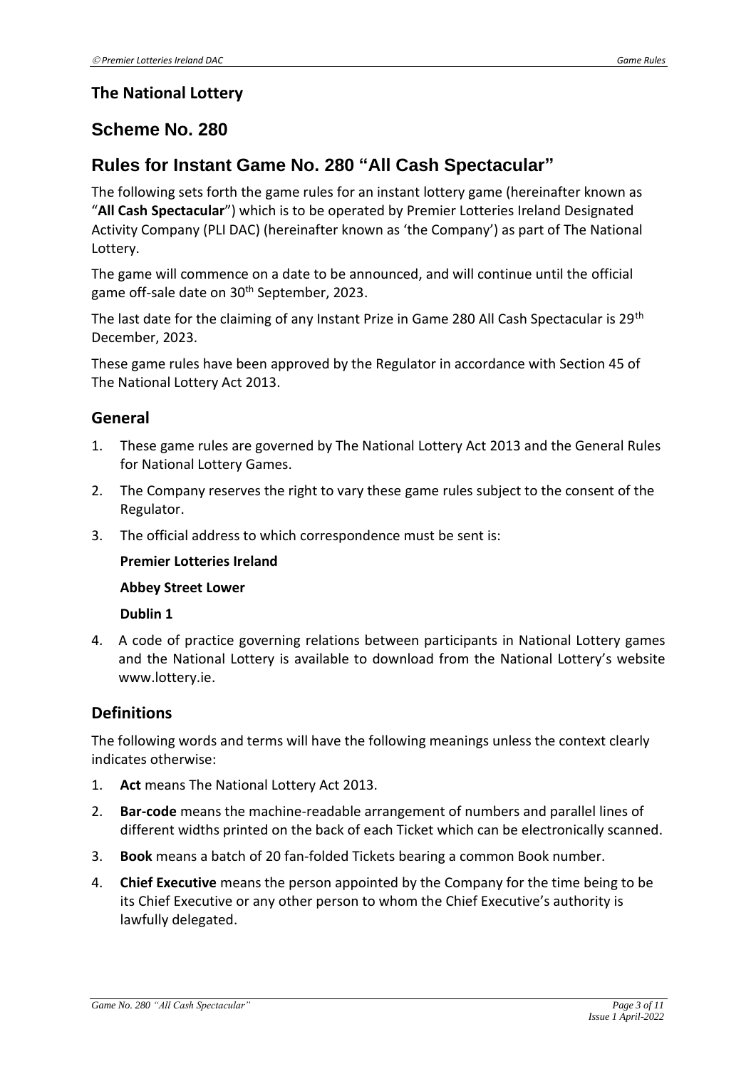## The National Lottery

## Scheme No. 280

## Rules for Instant Game No. 280 "All Cash Spectacular"

The following sets forth the game rules for an instant lottery game (hereinafter known as "**All Cash Spectacular**") which is to be operated by Premier Lotteries Ireland Designated Activity Company (PLI DAC) (hereinafter known as 'the Company') as part of The National Lottery.

The game will commence on a date to be announced, and will continue until the official game off-sale date on 30th September, 2023.

The last date for the claiming of any Instant Prize in Game 280 All Cash Spectacular is 29th December, 2023.

These game rules have been approved by the Regulator in accordance with Section 45 of The National Lottery Act 2013.

### General

1. These game rules are governed by The National Lottery Act 2013 and the General Rules for National Lottery Games.
2. The Company reserves the right to vary these game rules subject to the consent of the Regulator.
3. The official address to which correspondence must be sent is:

   **Premier Lotteries Ireland**

   **Abbey Street Lower**

   **Dublin 1**

4. A code of practice governing relations between participants in National Lottery games and the National Lottery is available to download from the National Lottery's website www.lottery.ie.

### Definitions

The following words and terms will have the following meanings unless the context clearly indicates otherwise:

1. **Act** means The National Lottery Act 2013.
2. **Bar-code** means the machine-readable arrangement of numbers and parallel lines of different widths printed on the back of each Ticket which can be electronically scanned.
3. **Book** means a batch of 20 fan-folded Tickets bearing a common Book number.
4. **Chief Executive** means the person appointed by the Company for the time being to be its Chief Executive or any other person to whom the Chief Executive's authority is lawfully delegated.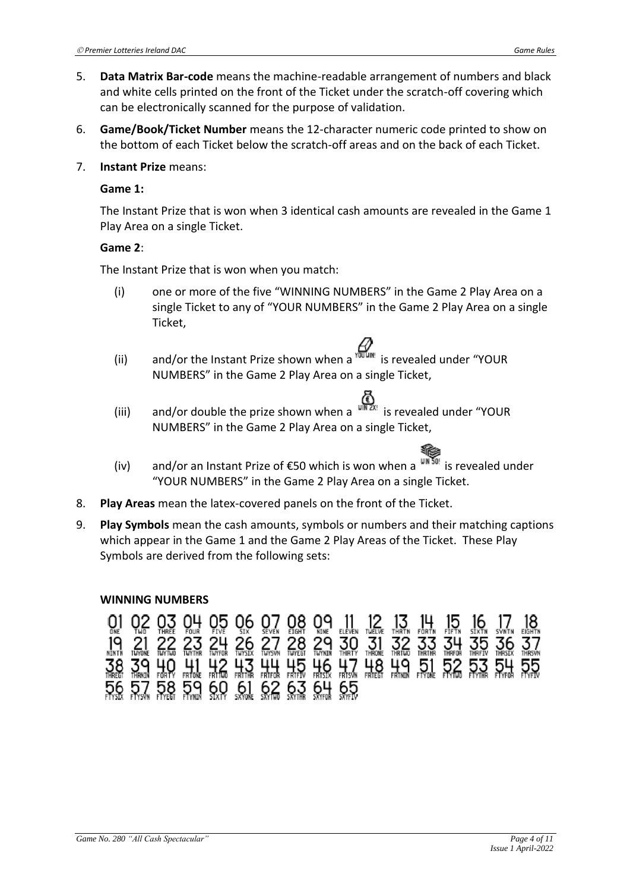5. **Data Matrix Bar-code** means the machine-readable arrangement of numbers and black and white cells printed on the front of the Ticket under the scratch-off covering which can be electronically scanned for the purpose of validation.

6. **Game/Book/Ticket Number** means the 12-character numeric code printed to show on the bottom of each Ticket below the scratch-off areas and on the back of each Ticket.

7. **Instant Prize** means:

   **Game 1:**

   The Instant Prize that is won when 3 identical cash amounts are revealed in the Game 1 Play Area on a single Ticket.

   **Game 2**:

   The Instant Prize that is won when you match:

   (i) one or more of the five "WINNING NUMBERS" in the Game 2 Play Area on a single Ticket to any of "YOUR NUMBERS" in the Game 2 Play Area on a single Ticket,

   (ii) and/or the Instant Prize shown when a YOU WIN! is revealed under "YOUR NUMBERS" in the Game 2 Play Area on a single Ticket,

   (iii) and/or double the prize shown when a WIN 2X! is revealed under "YOUR NUMBERS" in the Game 2 Play Area on a single Ticket,

   (iv) and/or an Instant Prize of €50 which is won when a WIN 50! is revealed under "YOUR NUMBERS" in the Game 2 Play Area on a single Ticket.

8. **Play Areas** mean the latex-covered panels on the front of the Ticket.

9. **Play Symbols** mean the cash amounts, symbols or numbers and their matching captions which appear in the Game 1 and the Game 2 Play Areas of the Ticket. These Play Symbols are derived from the following sets:

**WINNING NUMBERS**

| 01 | 02 | 03 | 04 | 05 | 06 | 07 | 08 | 09 | 11 | 12 | 13 | 14 | 15 | 16 | 17 | 18 |
|---|---|---|---|---|---|---|---|---|---|---|---|---|---|---|---|---|
| ONE | TWO | THREE | FOUR | FIVE | SIX | SEVEN | EIGHT | NINE | ELEVEN | TWELVE | THRTN | FORTN | FIFTN | SIXTN | SVNTN | EIGHTN |
| 19 | 21 | 22 | 23 | 24 | 26 | 27 | 28 | 29 | 30 | 31 | 32 | 33 | 34 | 35 | 36 | 37 |
| NINTN | TWYONE | TWYTWO | TWYTHR | TWYFOR | TWYSIX | TWYSVN | TWYEGT | TWYNIN | THIRTY | THRONE | THRTWO | THRTHR | THRFOR | THRFIV | THRSIX | THRSVN |
| 38 | 39 | 40 | 41 | 42 | 43 | 44 | 45 | 46 | 47 | 48 | 49 | 51 | 52 | 53 | 54 | 55 |
| THREGT | THRNIN | FORTY | FRTONE | FRTTWO | FRTTHR | FRTFOR | FRTFIV | FRTSIX | FRTSVN | FRTEGT | FRTNIN | FTYONE | FTYTWO | FTYTHR | FTYFOR | FTYFIV |
| 56 | 57 | 58 | 59 | 60 | 61 | 62 | 63 | 64 | 65 | | | | | | | |
| FTYSIX | FTYSVN | FTYEGT | FTYNIN | SIXTY | SXYONE | SXYTWO | SXYTHR | SXYFOR | SXYFIV | | | | | | | |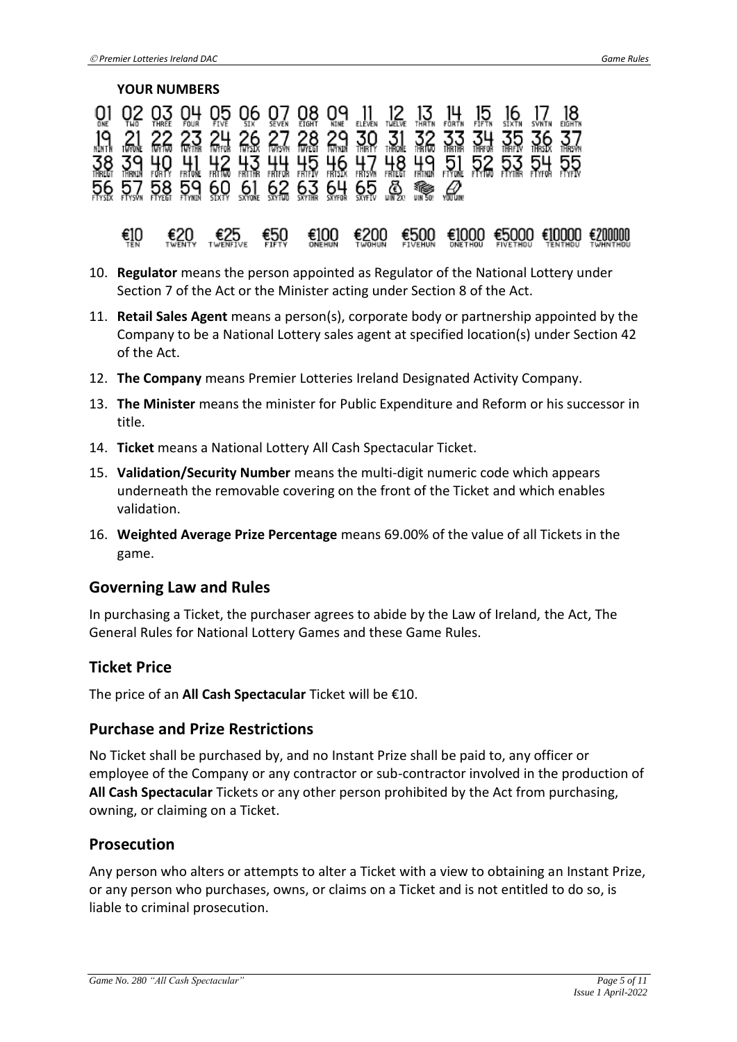**YOUR NUMBERS**

| 01 ONE | 02 TWO | 03 THREE | 04 FOUR | 05 FIVE | 06 SIX | 07 SEVEN | 08 EIGHT | 09 NINE | 11 ELEVEN | 12 TWELVE | 13 THRTN | 14 FORTN | 15 FIFTN | 16 SIXTN | 17 SVNTN | 18 EIGHTN |
|---|---|---|---|---|---|---|---|---|---|---|---|---|---|---|---|---|
| 19 NINTN | 21 TWYONE | 22 TWYTWO | 23 TWYTHR | 24 TWYFOR | 26 TWYSIX | 27 TWYSVN | 28 TWYEGT | 29 TWYNIN | 30 THIRTY | 31 THRONE | 32 THRTWO | 33 THRTHR | 34 THRFOR | 35 THRFIV | 36 THRSIX | 37 THRSVN |
| 38 THREGT | 39 THRNIN | 40 FORTY | 41 FRTONE | 42 FRTTWO | 43 FRTTHR | 44 FRTFOR | 45 FRTFIV | 46 FRTSIX | 47 FRTSVN | 48 FRTEGT | 49 FRTNIN | 51 FTYONE | 52 FTYTWO | 53 FTYTHR | 54 FTYFOR | 55 FTYFIV |
| 56 FTYSIX | 57 FTYSVN | 58 FTYEGT | 59 FTYNIN | 60 SIXTY | 61 SXYONE | 62 SXYTWO | 63 SXYTHR | 64 SXYFOR | 65 SXYFIV | WIN 2X! | WIN 50! | YOU WIN! | | | | |

| €10 TEN | €20 TWENTY | €25 TWENFIVE | €50 FIFTY | €100 ONEHUN | €200 TWOHUN | €500 FIVEHUN | €1000 ONETHOU | €5000 FIVETHOU | €10000 TENTHOU | €200000 TWHNTHOU |
|---|---|---|---|---|---|---|---|---|---|---|

10. **Regulator** means the person appointed as Regulator of the National Lottery under Section 7 of the Act or the Minister acting under Section 8 of the Act.
11. **Retail Sales Agent** means a person(s), corporate body or partnership appointed by the Company to be a National Lottery sales agent at specified location(s) under Section 42 of the Act.
12. **The Company** means Premier Lotteries Ireland Designated Activity Company.
13. **The Minister** means the minister for Public Expenditure and Reform or his successor in title.
14. **Ticket** means a National Lottery All Cash Spectacular Ticket.
15. **Validation/Security Number** means the multi-digit numeric code which appears underneath the removable covering on the front of the Ticket and which enables validation.
16. **Weighted Average Prize Percentage** means 69.00% of the value of all Tickets in the game.

## Governing Law and Rules

In purchasing a Ticket, the purchaser agrees to abide by the Law of Ireland, the Act, The General Rules for National Lottery Games and these Game Rules.

## Ticket Price

The price of an **All Cash Spectacular** Ticket will be €10.

## Purchase and Prize Restrictions

No Ticket shall be purchased by, and no Instant Prize shall be paid to, any officer or employee of the Company or any contractor or sub-contractor involved in the production of **All Cash Spectacular** Tickets or any other person prohibited by the Act from purchasing, owning, or claiming on a Ticket.

## Prosecution

Any person who alters or attempts to alter a Ticket with a view to obtaining an Instant Prize, or any person who purchases, owns, or claims on a Ticket and is not entitled to do so, is liable to criminal prosecution.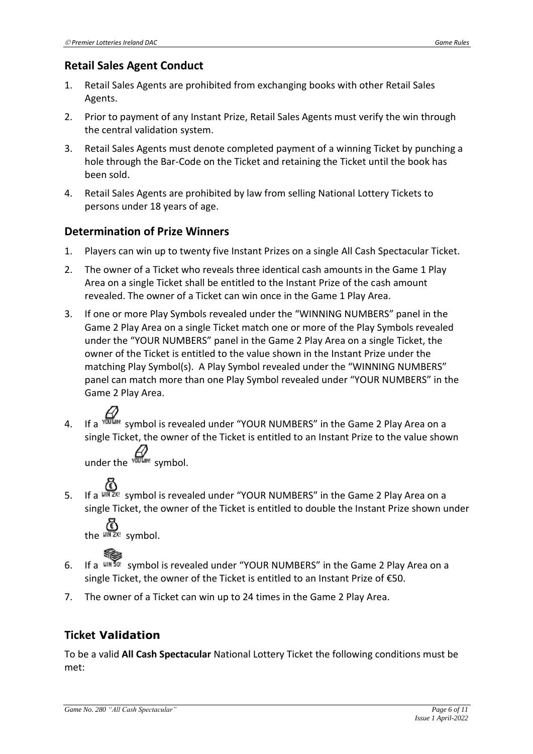## Retail Sales Agent Conduct

1. Retail Sales Agents are prohibited from exchanging books with other Retail Sales Agents.
2. Prior to payment of any Instant Prize, Retail Sales Agents must verify the win through the central validation system.
3. Retail Sales Agents must denote completed payment of a winning Ticket by punching a hole through the Bar-Code on the Ticket and retaining the Ticket until the book has been sold.
4. Retail Sales Agents are prohibited by law from selling National Lottery Tickets to persons under 18 years of age.

## Determination of Prize Winners

1. Players can win up to twenty five Instant Prizes on a single All Cash Spectacular Ticket.
2. The owner of a Ticket who reveals three identical cash amounts in the Game 1 Play Area on a single Ticket shall be entitled to the Instant Prize of the cash amount revealed. The owner of a Ticket can win once in the Game 1 Play Area.
3. If one or more Play Symbols revealed under the "WINNING NUMBERS" panel in the Game 2 Play Area on a single Ticket match one or more of the Play Symbols revealed under the "YOUR NUMBERS" panel in the Game 2 Play Area on a single Ticket, the owner of the Ticket is entitled to the value shown in the Instant Prize under the matching Play Symbol(s). A Play Symbol revealed under the "WINNING NUMBERS" panel can match more than one Play Symbol revealed under "YOUR NUMBERS" in the Game 2 Play Area.
4. If a YOU WIN! symbol is revealed under "YOUR NUMBERS" in the Game 2 Play Area on a single Ticket, the owner of the Ticket is entitled to an Instant Prize to the value shown under the YOU WIN! symbol.
5. If a WIN 2X! symbol is revealed under "YOUR NUMBERS" in the Game 2 Play Area on a single Ticket, the owner of the Ticket is entitled to double the Instant Prize shown under the WIN 2X! symbol.
6. If a WIN 50! symbol is revealed under "YOUR NUMBERS" in the Game 2 Play Area on a single Ticket, the owner of the Ticket is entitled to an Instant Prize of €50.
7. The owner of a Ticket can win up to 24 times in the Game 2 Play Area.

## Ticket Validation

To be a valid **All Cash Spectacular** National Lottery Ticket the following conditions must be met: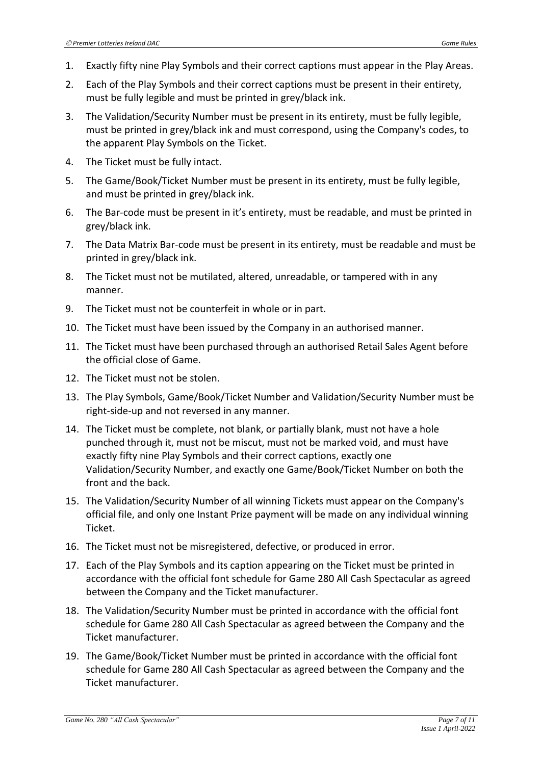1. Exactly fifty nine Play Symbols and their correct captions must appear in the Play Areas.
2. Each of the Play Symbols and their correct captions must be present in their entirety, must be fully legible and must be printed in grey/black ink.
3. The Validation/Security Number must be present in its entirety, must be fully legible, must be printed in grey/black ink and must correspond, using the Company's codes, to the apparent Play Symbols on the Ticket.
4. The Ticket must be fully intact.
5. The Game/Book/Ticket Number must be present in its entirety, must be fully legible, and must be printed in grey/black ink.
6. The Bar-code must be present in it's entirety, must be readable, and must be printed in grey/black ink.
7. The Data Matrix Bar-code must be present in its entirety, must be readable and must be printed in grey/black ink.
8. The Ticket must not be mutilated, altered, unreadable, or tampered with in any manner.
9. The Ticket must not be counterfeit in whole or in part.
10. The Ticket must have been issued by the Company in an authorised manner.
11. The Ticket must have been purchased through an authorised Retail Sales Agent before the official close of Game.
12. The Ticket must not be stolen.
13. The Play Symbols, Game/Book/Ticket Number and Validation/Security Number must be right-side-up and not reversed in any manner.
14. The Ticket must be complete, not blank, or partially blank, must not have a hole punched through it, must not be miscut, must not be marked void, and must have exactly fifty nine Play Symbols and their correct captions, exactly one Validation/Security Number, and exactly one Game/Book/Ticket Number on both the front and the back.
15. The Validation/Security Number of all winning Tickets must appear on the Company's official file, and only one Instant Prize payment will be made on any individual winning Ticket.
16. The Ticket must not be misregistered, defective, or produced in error.
17. Each of the Play Symbols and its caption appearing on the Ticket must be printed in accordance with the official font schedule for Game 280 All Cash Spectacular as agreed between the Company and the Ticket manufacturer.
18. The Validation/Security Number must be printed in accordance with the official font schedule for Game 280 All Cash Spectacular as agreed between the Company and the Ticket manufacturer.
19. The Game/Book/Ticket Number must be printed in accordance with the official font schedule for Game 280 All Cash Spectacular as agreed between the Company and the Ticket manufacturer.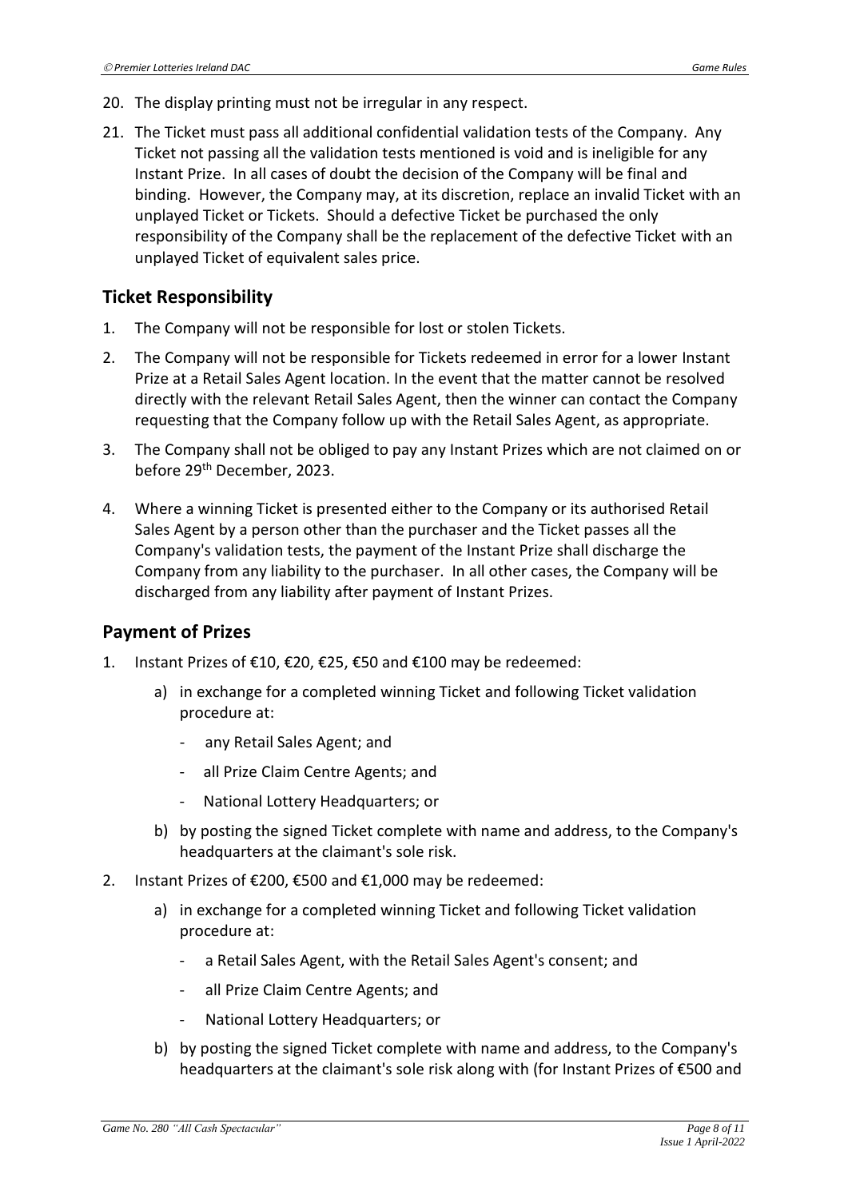20. The display printing must not be irregular in any respect.

21. The Ticket must pass all additional confidential validation tests of the Company. Any Ticket not passing all the validation tests mentioned is void and is ineligible for any Instant Prize. In all cases of doubt the decision of the Company will be final and binding. However, the Company may, at its discretion, replace an invalid Ticket with an unplayed Ticket or Tickets. Should a defective Ticket be purchased the only responsibility of the Company shall be the replacement of the defective Ticket with an unplayed Ticket of equivalent sales price.

## Ticket Responsibility

1. The Company will not be responsible for lost or stolen Tickets.

2. The Company will not be responsible for Tickets redeemed in error for a lower Instant Prize at a Retail Sales Agent location. In the event that the matter cannot be resolved directly with the relevant Retail Sales Agent, then the winner can contact the Company requesting that the Company follow up with the Retail Sales Agent, as appropriate.

3. The Company shall not be obliged to pay any Instant Prizes which are not claimed on or before 29th December, 2023.

4. Where a winning Ticket is presented either to the Company or its authorised Retail Sales Agent by a person other than the purchaser and the Ticket passes all the Company's validation tests, the payment of the Instant Prize shall discharge the Company from any liability to the purchaser. In all other cases, the Company will be discharged from any liability after payment of Instant Prizes.

## Payment of Prizes

1. Instant Prizes of €10, €20, €25, €50 and €100 may be redeemed:

    a) in exchange for a completed winning Ticket and following Ticket validation procedure at:

        - any Retail Sales Agent; and
        - all Prize Claim Centre Agents; and
        - National Lottery Headquarters; or

    b) by posting the signed Ticket complete with name and address, to the Company's headquarters at the claimant's sole risk.

2. Instant Prizes of €200, €500 and €1,000 may be redeemed:

    a) in exchange for a completed winning Ticket and following Ticket validation procedure at:

        - a Retail Sales Agent, with the Retail Sales Agent's consent; and
        - all Prize Claim Centre Agents; and
        - National Lottery Headquarters; or

    b) by posting the signed Ticket complete with name and address, to the Company's headquarters at the claimant's sole risk along with (for Instant Prizes of €500 and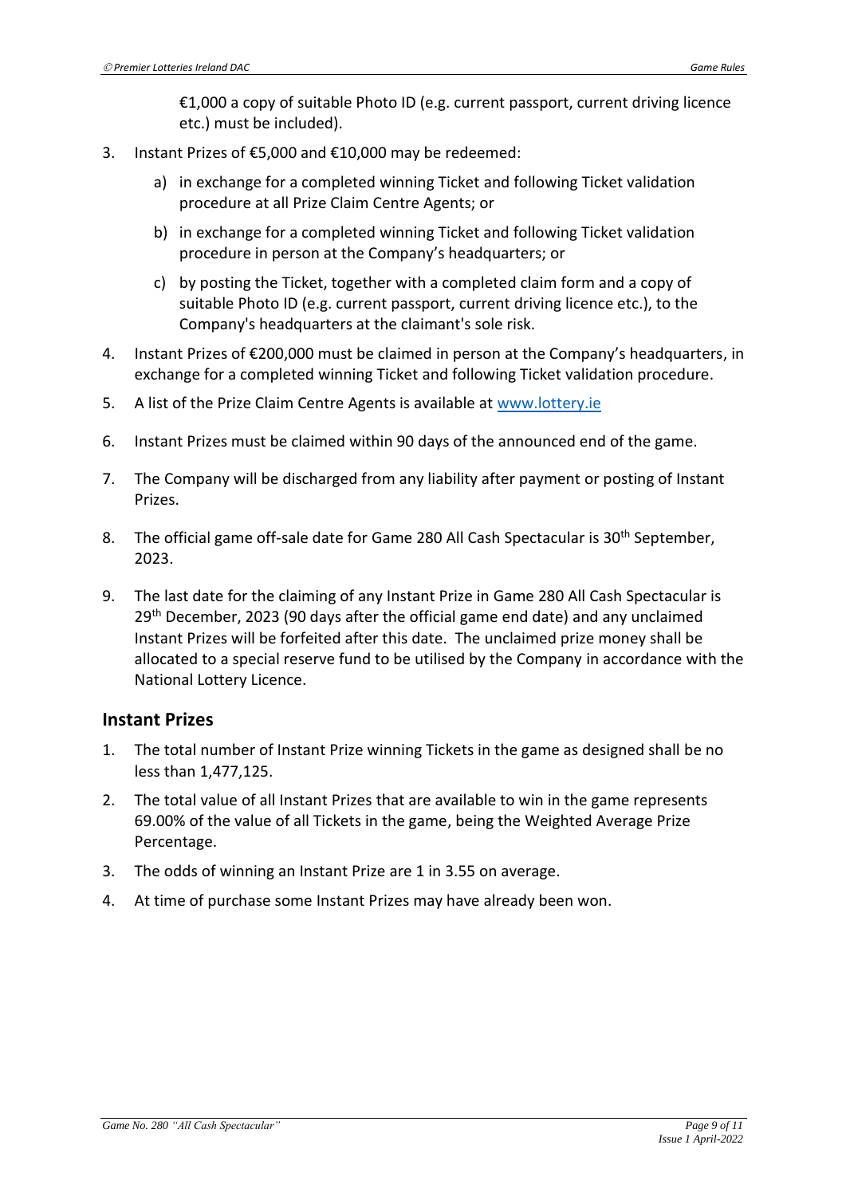€1,000 a copy of suitable Photo ID (e.g. current passport, current driving licence etc.) must be included).

3. Instant Prizes of €5,000 and €10,000 may be redeemed:
   a) in exchange for a completed winning Ticket and following Ticket validation procedure at all Prize Claim Centre Agents; or
   b) in exchange for a completed winning Ticket and following Ticket validation procedure in person at the Company's headquarters; or
   c) by posting the Ticket, together with a completed claim form and a copy of suitable Photo ID (e.g. current passport, current driving licence etc.), to the Company's headquarters at the claimant's sole risk.
4. Instant Prizes of €200,000 must be claimed in person at the Company's headquarters, in exchange for a completed winning Ticket and following Ticket validation procedure.
5. A list of the Prize Claim Centre Agents is available at [www.lottery.ie](http://www.lottery.ie)
6. Instant Prizes must be claimed within 90 days of the announced end of the game.
7. The Company will be discharged from any liability after payment or posting of Instant Prizes.
8. The official game off-sale date for Game 280 All Cash Spectacular is 30th September, 2023.
9. The last date for the claiming of any Instant Prize in Game 280 All Cash Spectacular is 29th December, 2023 (90 days after the official game end date) and any unclaimed Instant Prizes will be forfeited after this date. The unclaimed prize money shall be allocated to a special reserve fund to be utilised by the Company in accordance with the National Lottery Licence.

## Instant Prizes

1. The total number of Instant Prize winning Tickets in the game as designed shall be no less than 1,477,125.
2. The total value of all Instant Prizes that are available to win in the game represents 69.00% of the value of all Tickets in the game, being the Weighted Average Prize Percentage.
3. The odds of winning an Instant Prize are 1 in 3.55 on average.
4. At time of purchase some Instant Prizes may have already been won.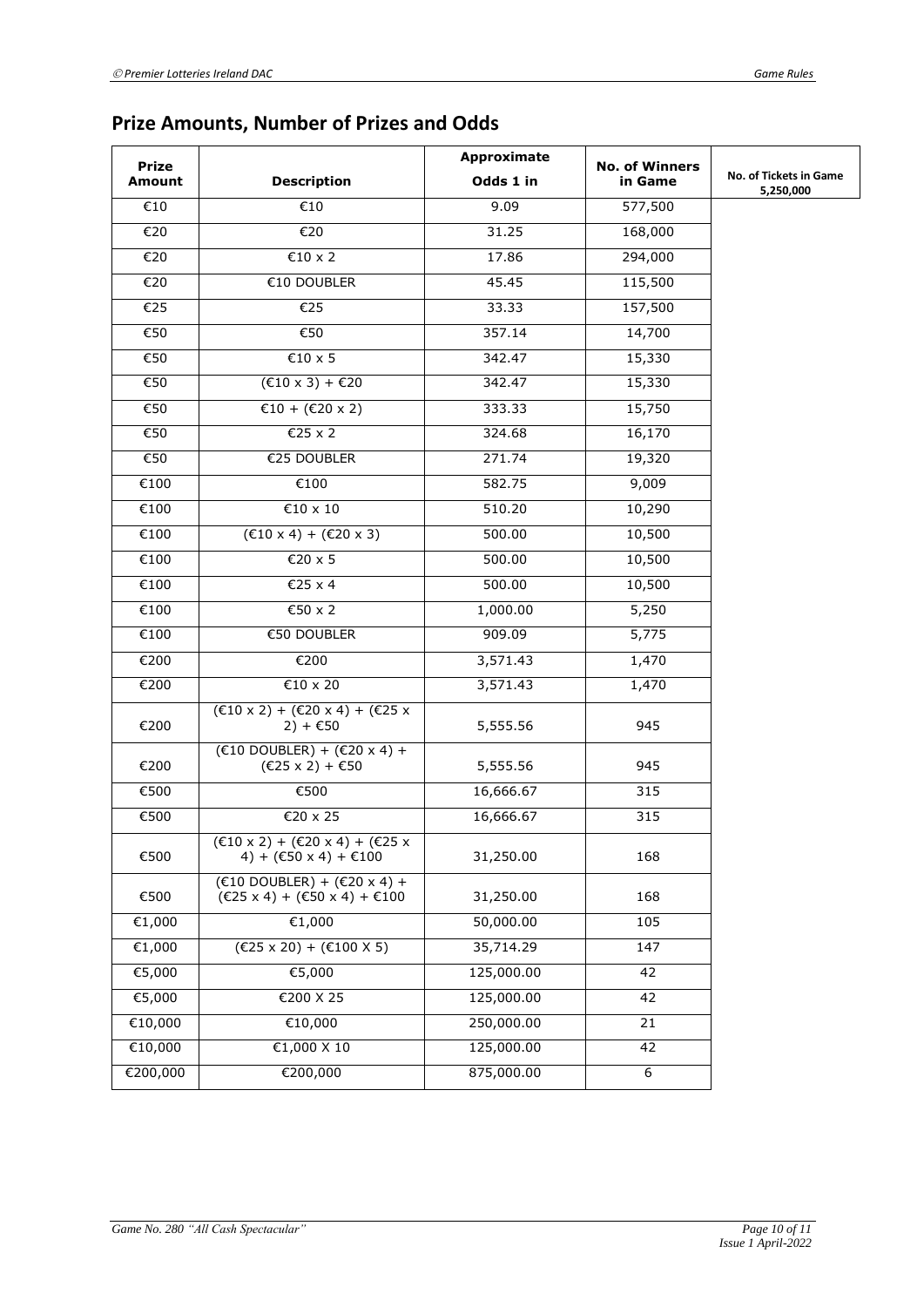## Prize Amounts, Number of Prizes and Odds

| Prize Amount | Description | Approximate Odds 1 in | No. of Winners in Game | No. of Tickets in Game 5,250,000 |
|---|---|---|---|---|
| €10 | €10 | 9.09 | 577,500 | |
| €20 | €20 | 31.25 | 168,000 | |
| €20 | €10 x 2 | 17.86 | 294,000 | |
| €20 | €10 DOUBLER | 45.45 | 115,500 | |
| €25 | €25 | 33.33 | 157,500 | |
| €50 | €50 | 357.14 | 14,700 | |
| €50 | €10 x 5 | 342.47 | 15,330 | |
| €50 | (€10 x 3) + €20 | 342.47 | 15,330 | |
| €50 | €10 + (€20 x 2) | 333.33 | 15,750 | |
| €50 | €25 x 2 | 324.68 | 16,170 | |
| €50 | €25 DOUBLER | 271.74 | 19,320 | |
| €100 | €100 | 582.75 | 9,009 | |
| €100 | €10 x 10 | 510.20 | 10,290 | |
| €100 | (€10 x 4) + (€20 x 3) | 500.00 | 10,500 | |
| €100 | €20 x 5 | 500.00 | 10,500 | |
| €100 | €25 x 4 | 500.00 | 10,500 | |
| €100 | €50 x 2 | 1,000.00 | 5,250 | |
| €100 | €50 DOUBLER | 909.09 | 5,775 | |
| €200 | €200 | 3,571.43 | 1,470 | |
| €200 | €10 x 20 | 3,571.43 | 1,470 | |
| €200 | (€10 x 2) + (€20 x 4) + (€25 x 2) + €50 | 5,555.56 | 945 | |
| €200 | (€10 DOUBLER) + (€20 x 4) + (€25 x 2) + €50 | 5,555.56 | 945 | |
| €500 | €500 | 16,666.67 | 315 | |
| €500 | €20 x 25 | 16,666.67 | 315 | |
| €500 | (€10 x 2) + (€20 x 4) + (€25 x 4) + (€50 x 4) + €100 | 31,250.00 | 168 | |
| €500 | (€10 DOUBLER) + (€20 x 4) + (€25 x 4) + (€50 x 4) + €100 | 31,250.00 | 168 | |
| €1,000 | €1,000 | 50,000.00 | 105 | |
| €1,000 | (€25 x 20) + (€100 X 5) | 35,714.29 | 147 | |
| €5,000 | €5,000 | 125,000.00 | 42 | |
| €5,000 | €200 X 25 | 125,000.00 | 42 | |
| €10,000 | €10,000 | 250,000.00 | 21 | |
| €10,000 | €1,000 X 10 | 125,000.00 | 42 | |
| €200,000 | €200,000 | 875,000.00 | 6 | |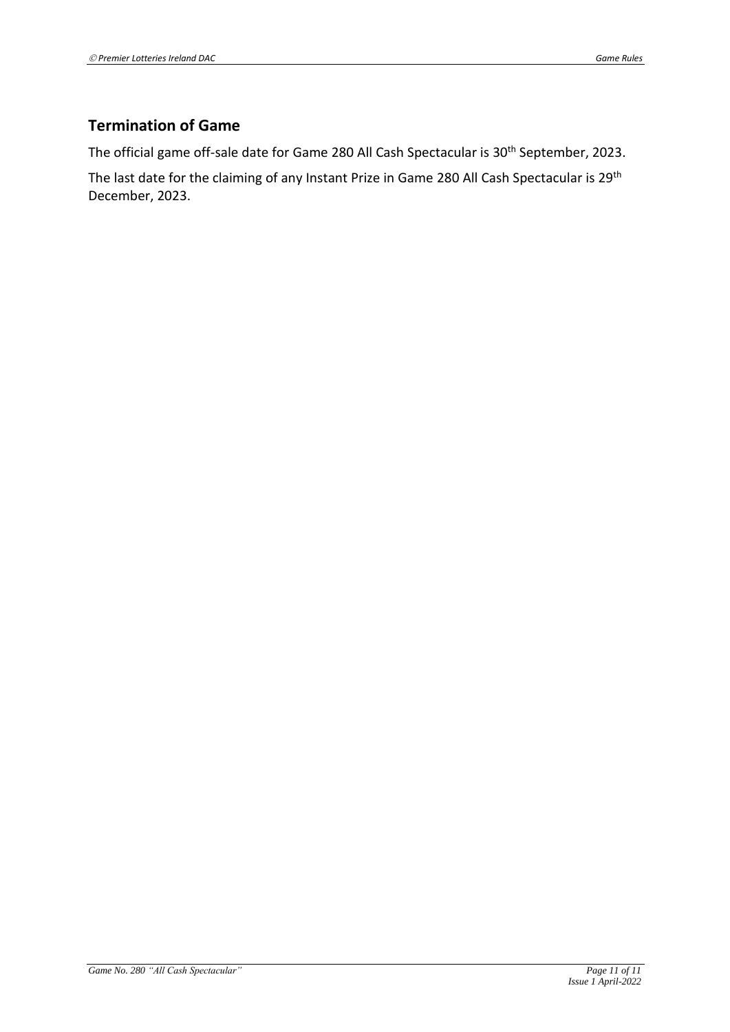## Termination of Game

The official game off-sale date for Game 280 All Cash Spectacular is 30th September, 2023.

The last date for the claiming of any Instant Prize in Game 280 All Cash Spectacular is 29th December, 2023.